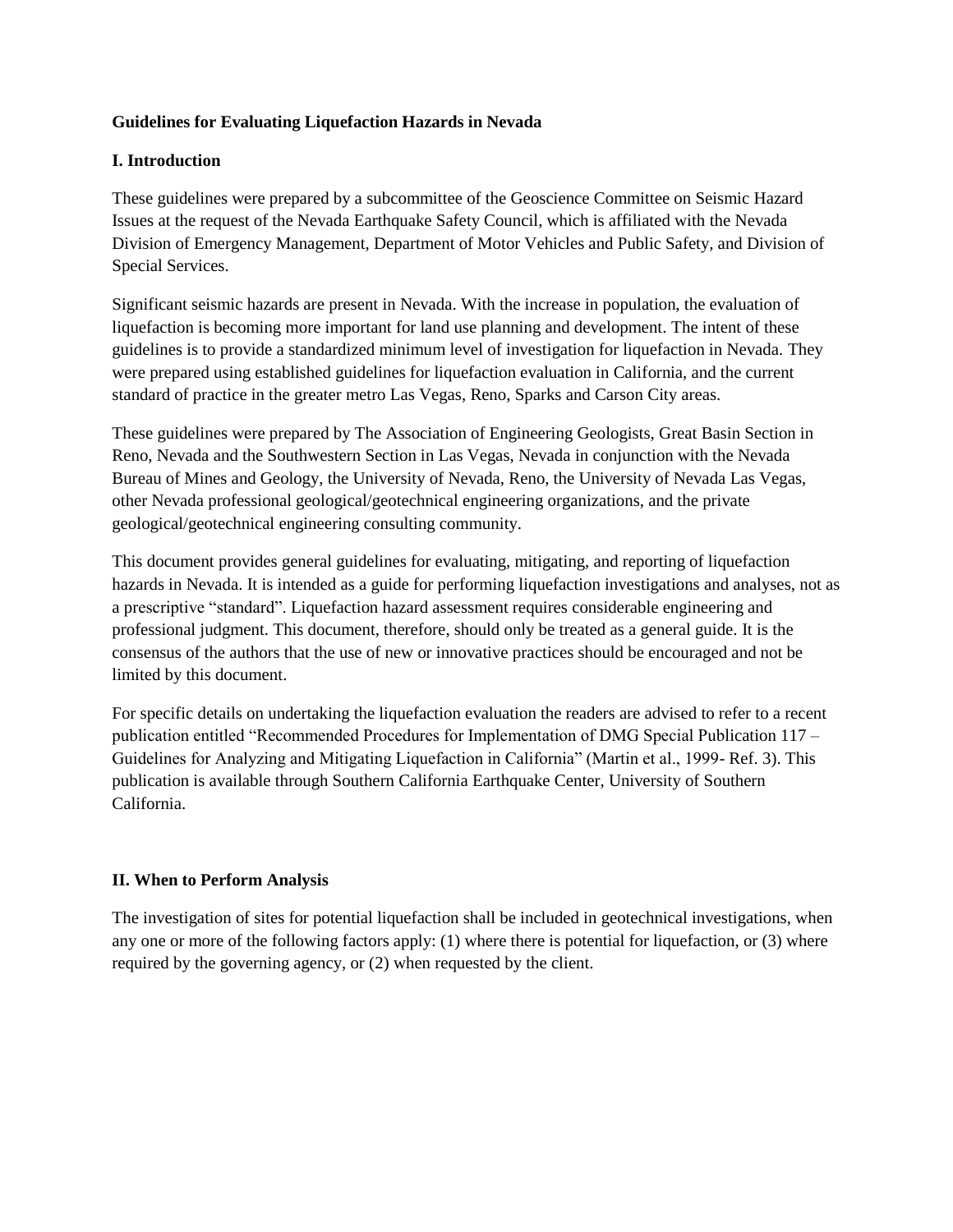**Guidelines for Evaluating Liquefaction Hazards in Nevada**

## I. Introduction

These guidelines were prepared by a subcommittee of the Geoscience Committee on Seismic Hazard Issues at the request of the Nevada Earthquake Safety Council, which is affiliated with the Nevada Division of Emergency Management, Department of Motor Vehicles and Public Safety, and Division of Special Services.

Significant seismic hazards are present in Nevada. With the increase in population, the evaluation of liquefaction is becoming more important for land use planning and development. The intent of these guidelines is to provide a standardized minimum level of investigation for liquefaction in Nevada. They were prepared using established guidelines for liquefaction evaluation in California, and the current standard of practice in the greater metro Las Vegas, Reno, Sparks and Carson City areas.

These guidelines were prepared by The Association of Engineering Geologists, Great Basin Section in Reno, Nevada and the Southwestern Section in Las Vegas, Nevada in conjunction with the Nevada Bureau of Mines and Geology, the University of Nevada, Reno, the University of Nevada Las Vegas, other Nevada professional geological/geotechnical engineering organizations, and the private geological/geotechnical engineering consulting community.

This document provides general guidelines for evaluating, mitigating, and reporting of liquefaction hazards in Nevada. It is intended as a guide for performing liquefaction investigations and analyses, not as a prescriptive "standard". Liquefaction hazard assessment requires considerable engineering and professional judgment. This document, therefore, should only be treated as a general guide. It is the consensus of the authors that the use of new or innovative practices should be encouraged and not be limited by this document.

For specific details on undertaking the liquefaction evaluation the readers are advised to refer to a recent publication entitled "Recommended Procedures for Implementation of DMG Special Publication 117 – Guidelines for Analyzing and Mitigating Liquefaction in California" (Martin et al., 1999- Ref. 3). This publication is available through Southern California Earthquake Center, University of Southern California.

## II. When to Perform Analysis

The investigation of sites for potential liquefaction shall be included in geotechnical investigations, when any one or more of the following factors apply: (1) where there is potential for liquefaction, or (3) where required by the governing agency, or (2) when requested by the client.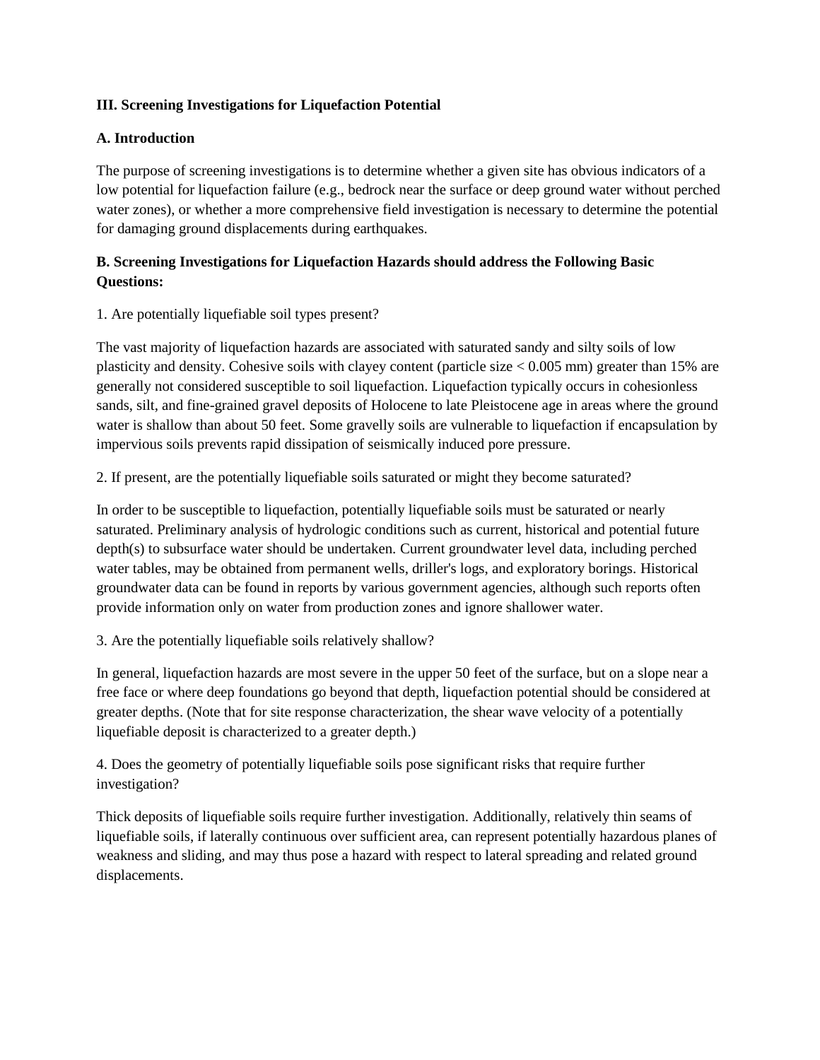## III. Screening Investigations for Liquefaction Potential

### A. Introduction

The purpose of screening investigations is to determine whether a given site has obvious indicators of a low potential for liquefaction failure (e.g., bedrock near the surface or deep ground water without perched water zones), or whether a more comprehensive field investigation is necessary to determine the potential for damaging ground displacements during earthquakes.

### B. Screening Investigations for Liquefaction Hazards should address the Following Basic Questions:

1. Are potentially liquefiable soil types present?

The vast majority of liquefaction hazards are associated with saturated sandy and silty soils of low plasticity and density. Cohesive soils with clayey content (particle size < 0.005 mm) greater than 15% are generally not considered susceptible to soil liquefaction. Liquefaction typically occurs in cohesionless sands, silt, and fine-grained gravel deposits of Holocene to late Pleistocene age in areas where the ground water is shallow than about 50 feet. Some gravelly soils are vulnerable to liquefaction if encapsulation by impervious soils prevents rapid dissipation of seismically induced pore pressure.

2. If present, are the potentially liquefiable soils saturated or might they become saturated?

In order to be susceptible to liquefaction, potentially liquefiable soils must be saturated or nearly saturated. Preliminary analysis of hydrologic conditions such as current, historical and potential future depth(s) to subsurface water should be undertaken. Current groundwater level data, including perched water tables, may be obtained from permanent wells, driller's logs, and exploratory borings. Historical groundwater data can be found in reports by various government agencies, although such reports often provide information only on water from production zones and ignore shallower water.

3. Are the potentially liquefiable soils relatively shallow?

In general, liquefaction hazards are most severe in the upper 50 feet of the surface, but on a slope near a free face or where deep foundations go beyond that depth, liquefaction potential should be considered at greater depths. (Note that for site response characterization, the shear wave velocity of a potentially liquefiable deposit is characterized to a greater depth.)

4. Does the geometry of potentially liquefiable soils pose significant risks that require further investigation?

Thick deposits of liquefiable soils require further investigation. Additionally, relatively thin seams of liquefiable soils, if laterally continuous over sufficient area, can represent potentially hazardous planes of weakness and sliding, and may thus pose a hazard with respect to lateral spreading and related ground displacements.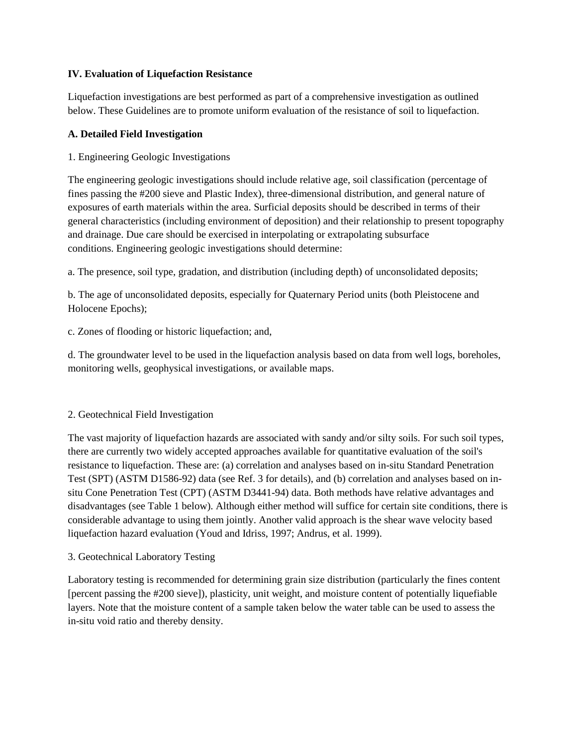**IV. Evaluation of Liquefaction Resistance**

Liquefaction investigations are best performed as part of a comprehensive investigation as outlined below. These Guidelines are to promote uniform evaluation of the resistance of soil to liquefaction.

**A. Detailed Field Investigation**

1. Engineering Geologic Investigations

The engineering geologic investigations should include relative age, soil classification (percentage of fines passing the #200 sieve and Plastic Index), three-dimensional distribution, and general nature of exposures of earth materials within the area. Surficial deposits should be described in terms of their general characteristics (including environment of deposition) and their relationship to present topography and drainage. Due care should be exercised in interpolating or extrapolating subsurface conditions. Engineering geologic investigations should determine:

a. The presence, soil type, gradation, and distribution (including depth) of unconsolidated deposits;

b. The age of unconsolidated deposits, especially for Quaternary Period units (both Pleistocene and Holocene Epochs);

c. Zones of flooding or historic liquefaction; and,

d. The groundwater level to be used in the liquefaction analysis based on data from well logs, boreholes, monitoring wells, geophysical investigations, or available maps.

2. Geotechnical Field Investigation

The vast majority of liquefaction hazards are associated with sandy and/or silty soils. For such soil types, there are currently two widely accepted approaches available for quantitative evaluation of the soil's resistance to liquefaction. These are: (a) correlation and analyses based on in-situ Standard Penetration Test (SPT) (ASTM D1586-92) data (see Ref. 3 for details), and (b) correlation and analyses based on in-situ Cone Penetration Test (CPT) (ASTM D3441-94) data. Both methods have relative advantages and disadvantages (see Table 1 below). Although either method will suffice for certain site conditions, there is considerable advantage to using them jointly. Another valid approach is the shear wave velocity based liquefaction hazard evaluation (Youd and Idriss, 1997; Andrus, et al. 1999).

3. Geotechnical Laboratory Testing

Laboratory testing is recommended for determining grain size distribution (particularly the fines content [percent passing the #200 sieve]), plasticity, unit weight, and moisture content of potentially liquefiable layers. Note that the moisture content of a sample taken below the water table can be used to assess the in-situ void ratio and thereby density.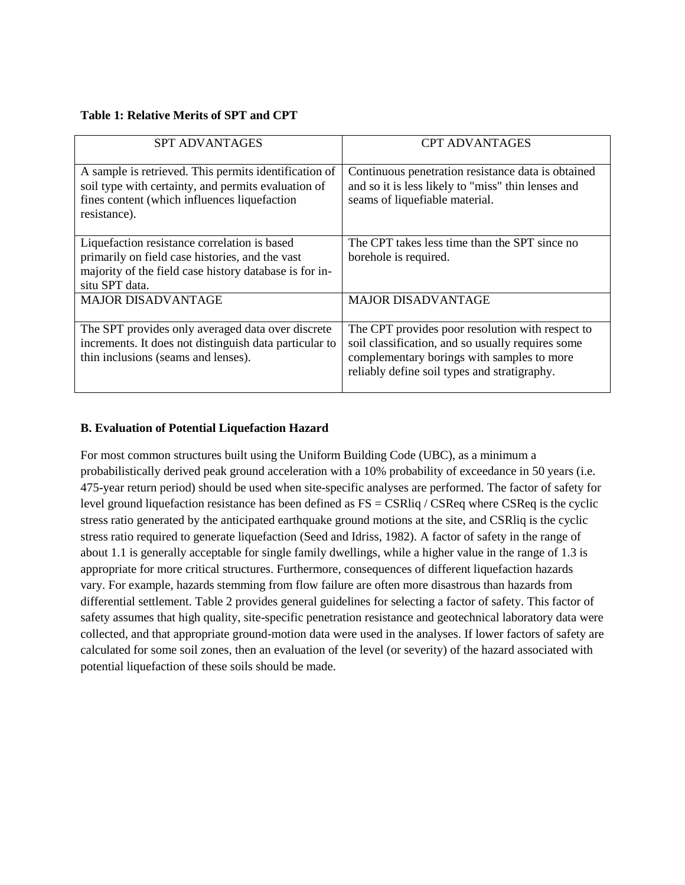**Table 1: Relative Merits of SPT and CPT**

| SPT ADVANTAGES | CPT ADVANTAGES |
|---|---|
| A sample is retrieved. This permits identification of soil type with certainty, and permits evaluation of fines content (which influences liquefaction resistance). | Continuous penetration resistance data is obtained and so it is less likely to "miss" thin lenses and seams of liquefiable material. |
| Liquefaction resistance correlation is based primarily on field case histories, and the vast majority of the field case history database is for in-situ SPT data. | The CPT takes less time than the SPT since no borehole is required. |
| MAJOR DISADVANTAGE | MAJOR DISADVANTAGE |
| The SPT provides only averaged data over discrete increments. It does not distinguish data particular to thin inclusions (seams and lenses). | The CPT provides poor resolution with respect to soil classification, and so usually requires some complementary borings with samples to more reliably define soil types and stratigraphy. |

**B. Evaluation of Potential Liquefaction Hazard**

For most common structures built using the Uniform Building Code (UBC), as a minimum a probabilistically derived peak ground acceleration with a 10% probability of exceedance in 50 years (i.e. 475-year return period) should be used when site-specific analyses are performed. The factor of safety for level ground liquefaction resistance has been defined as $FS = CSR_{liq} / CSR_{eq}$ where $CSR_{eq}$ is the cyclic stress ratio generated by the anticipated earthquake ground motions at the site, and $CSR_{liq}$ is the cyclic stress ratio required to generate liquefaction (Seed and Idriss, 1982). A factor of safety in the range of about 1.1 is generally acceptable for single family dwellings, while a higher value in the range of 1.3 is appropriate for more critical structures. Furthermore, consequences of different liquefaction hazards vary. For example, hazards stemming from flow failure are often more disastrous than hazards from differential settlement. Table 2 provides general guidelines for selecting a factor of safety. This factor of safety assumes that high quality, site-specific penetration resistance and geotechnical laboratory data were collected, and that appropriate ground-motion data were used in the analyses. If lower factors of safety are calculated for some soil zones, then an evaluation of the level (or severity) of the hazard associated with potential liquefaction of these soils should be made.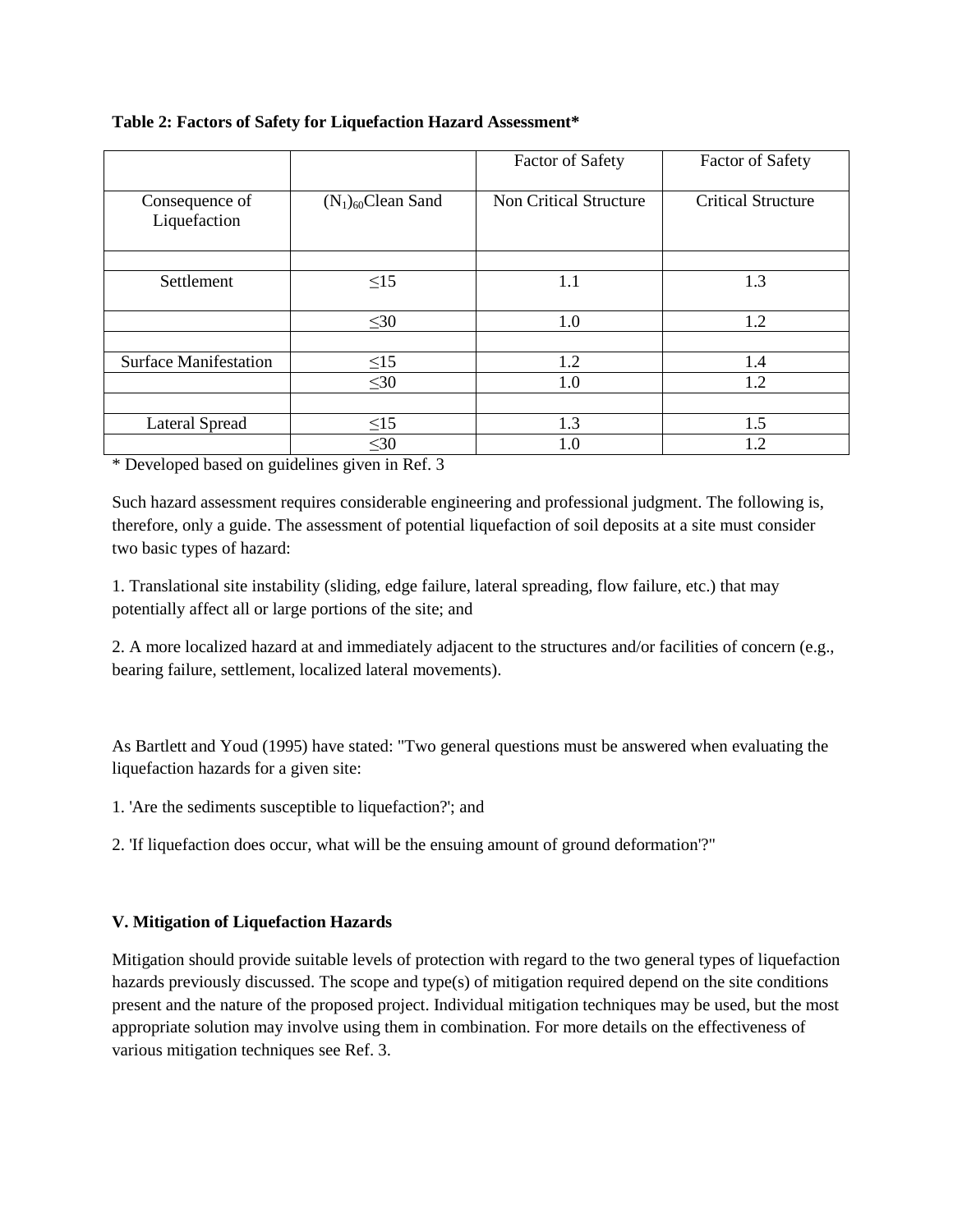**Table 2: Factors of Safety for Liquefaction Hazard Assessment***

| | | Factor of Safety | Factor of Safety |
|---|---|---|---|
| Consequence of Liquefaction | $(N_1)_{60}$Clean Sand | Non Critical Structure | Critical Structure |
| | | | |
| Settlement | ≤15 | 1.1 | 1.3 |
| | ≤30 | 1.0 | 1.2 |
| | | | |
| Surface Manifestation | ≤15 | 1.2 | 1.4 |
| | ≤30 | 1.0 | 1.2 |
| | | | |
| Lateral Spread | ≤15 | 1.3 | 1.5 |
| | ≤30 | 1.0 | 1.2 |

* Developed based on guidelines given in Ref. 3

Such hazard assessment requires considerable engineering and professional judgment. The following is, therefore, only a guide. The assessment of potential liquefaction of soil deposits at a site must consider two basic types of hazard:

1. Translational site instability (sliding, edge failure, lateral spreading, flow failure, etc.) that may potentially affect all or large portions of the site; and

2. A more localized hazard at and immediately adjacent to the structures and/or facilities of concern (e.g., bearing failure, settlement, localized lateral movements).

As Bartlett and Youd (1995) have stated: "Two general questions must be answered when evaluating the liquefaction hazards for a given site:

1. 'Are the sediments susceptible to liquefaction?'; and

2. 'If liquefaction does occur, what will be the ensuing amount of ground deformation'?"

**V. Mitigation of Liquefaction Hazards**

Mitigation should provide suitable levels of protection with regard to the two general types of liquefaction hazards previously discussed. The scope and type(s) of mitigation required depend on the site conditions present and the nature of the proposed project. Individual mitigation techniques may be used, but the most appropriate solution may involve using them in combination. For more details on the effectiveness of various mitigation techniques see Ref. 3.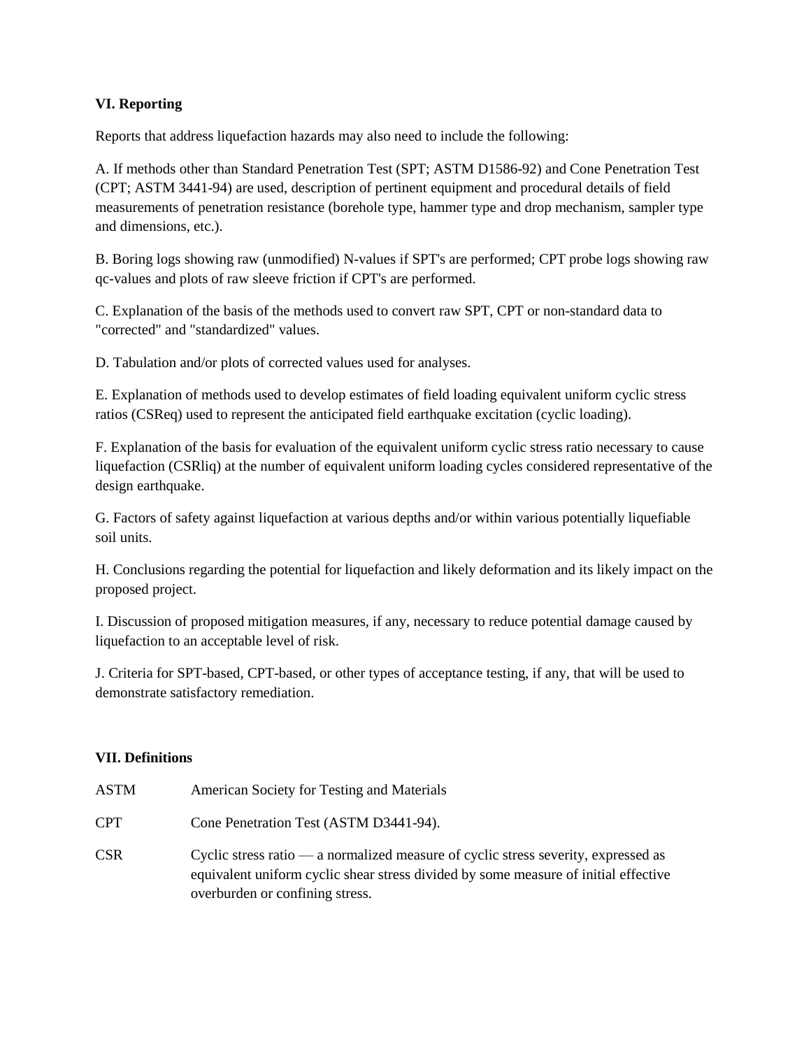### VI. Reporting

Reports that address liquefaction hazards may also need to include the following:

A. If methods other than Standard Penetration Test (SPT; ASTM D1586-92) and Cone Penetration Test (CPT; ASTM 3441-94) are used, description of pertinent equipment and procedural details of field measurements of penetration resistance (borehole type, hammer type and drop mechanism, sampler type and dimensions, etc.).

B. Boring logs showing raw (unmodified) N-values if SPT's are performed; CPT probe logs showing raw qc-values and plots of raw sleeve friction if CPT's are performed.

C. Explanation of the basis of the methods used to convert raw SPT, CPT or non-standard data to "corrected" and "standardized" values.

D. Tabulation and/or plots of corrected values used for analyses.

E. Explanation of methods used to develop estimates of field loading equivalent uniform cyclic stress ratios (CSReq) used to represent the anticipated field earthquake excitation (cyclic loading).

F. Explanation of the basis for evaluation of the equivalent uniform cyclic stress ratio necessary to cause liquefaction (CSRliq) at the number of equivalent uniform loading cycles considered representative of the design earthquake.

G. Factors of safety against liquefaction at various depths and/or within various potentially liquefiable soil units.

H. Conclusions regarding the potential for liquefaction and likely deformation and its likely impact on the proposed project.

I. Discussion of proposed mitigation measures, if any, necessary to reduce potential damage caused by liquefaction to an acceptable level of risk.

J. Criteria for SPT-based, CPT-based, or other types of acceptance testing, if any, that will be used to demonstrate satisfactory remediation.

### VII. Definitions

| | |
|---|---|
| ASTM | American Society for Testing and Materials |
| CPT | Cone Penetration Test (ASTM D3441-94). |
| CSR | Cyclic stress ratio — a normalized measure of cyclic stress severity, expressed as equivalent uniform cyclic shear stress divided by some measure of initial effective overburden or confining stress. |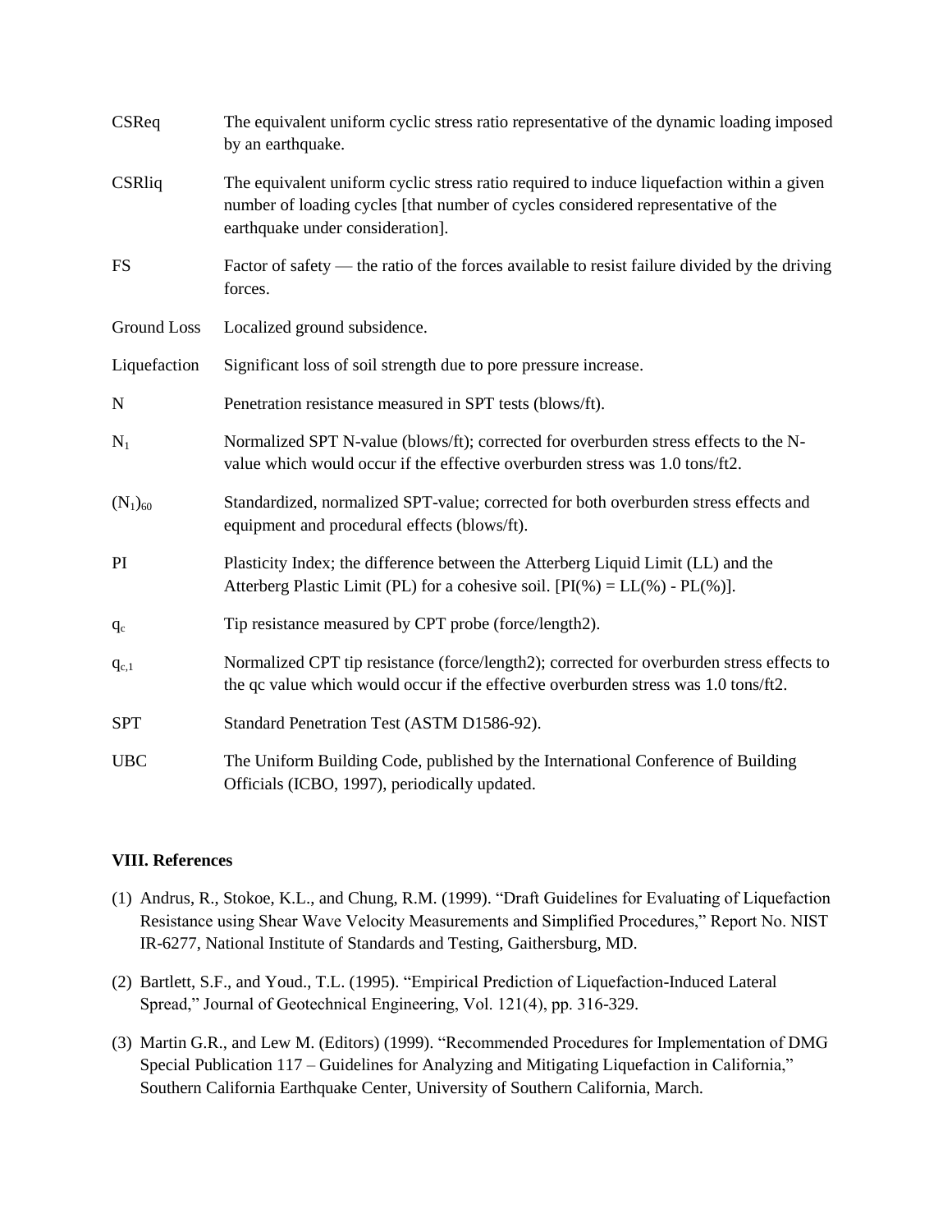| | |
|---|---|
| CSReq | The equivalent uniform cyclic stress ratio representative of the dynamic loading imposed by an earthquake. |
| CSRliq | The equivalent uniform cyclic stress ratio required to induce liquefaction within a given number of loading cycles [that number of cycles considered representative of the earthquake under consideration]. |
| FS | Factor of safety — the ratio of the forces available to resist failure divided by the driving forces. |
| Ground Loss | Localized ground subsidence. |
| Liquefaction | Significant loss of soil strength due to pore pressure increase. |
| N | Penetration resistance measured in SPT tests (blows/ft). |
| $N_1$ | Normalized SPT N-value (blows/ft); corrected for overburden stress effects to the N-value which would occur if the effective overburden stress was 1.0 tons/ft2. |
| $(N_1)_{60}$ | Standardized, normalized SPT-value; corrected for both overburden stress effects and equipment and procedural effects (blows/ft). |
| PI | Plasticity Index; the difference between the Atterberg Liquid Limit (LL) and the Atterberg Plastic Limit (PL) for a cohesive soil. [PI(%) = LL(%) - PL(%)]. |
| $q_c$ | Tip resistance measured by CPT probe (force/length2). |
| $q_{c,1}$ | Normalized CPT tip resistance (force/length2); corrected for overburden stress effects to the qc value which would occur if the effective overburden stress was 1.0 tons/ft2. |
| SPT | Standard Penetration Test (ASTM D1586-92). |
| UBC | The Uniform Building Code, published by the International Conference of Building Officials (ICBO, 1997), periodically updated. |

## VIII. References

(1) Andrus, R., Stokoe, K.L., and Chung, R.M. (1999). "Draft Guidelines for Evaluating of Liquefaction Resistance using Shear Wave Velocity Measurements and Simplified Procedures," Report No. NIST IR-6277, National Institute of Standards and Testing, Gaithersburg, MD.

(2) Bartlett, S.F., and Youd., T.L. (1995). "Empirical Prediction of Liquefaction-Induced Lateral Spread," Journal of Geotechnical Engineering, Vol. 121(4), pp. 316-329.

(3) Martin G.R., and Lew M. (Editors) (1999). "Recommended Procedures for Implementation of DMG Special Publication 117 – Guidelines for Analyzing and Mitigating Liquefaction in California," Southern California Earthquake Center, University of Southern California, March.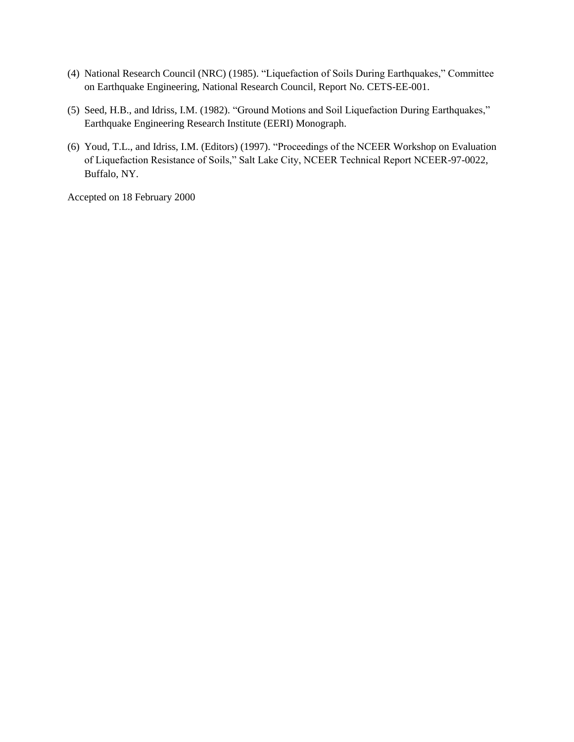(4) National Research Council (NRC) (1985). "Liquefaction of Soils During Earthquakes," Committee on Earthquake Engineering, National Research Council, Report No. CETS-EE-001.

(5) Seed, H.B., and Idriss, I.M. (1982). "Ground Motions and Soil Liquefaction During Earthquakes," Earthquake Engineering Research Institute (EERI) Monograph.

(6) Youd, T.L., and Idriss, I.M. (Editors) (1997). "Proceedings of the NCEER Workshop on Evaluation of Liquefaction Resistance of Soils," Salt Lake City, NCEER Technical Report NCEER-97-0022, Buffalo, NY.

Accepted on 18 February 2000